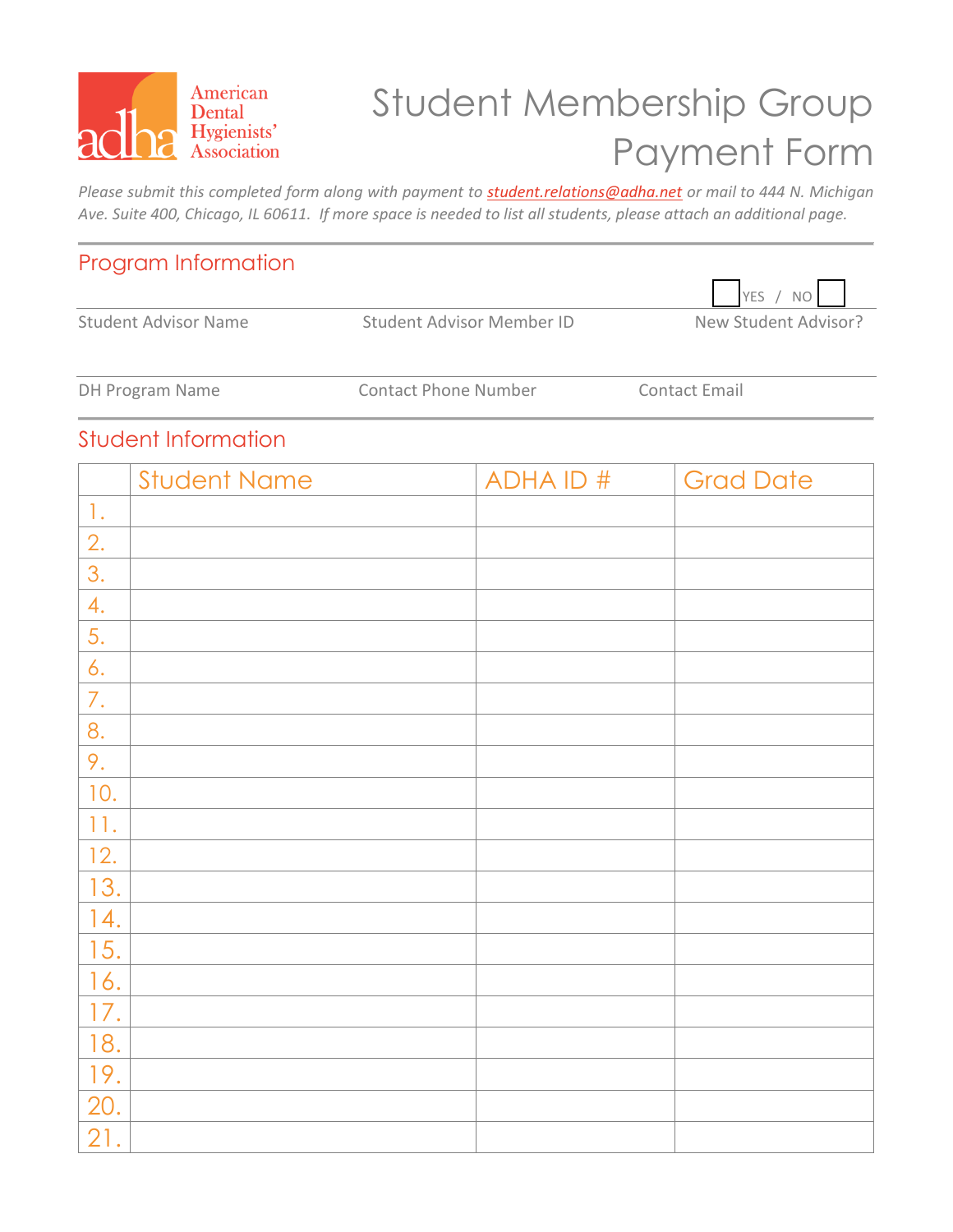American Dental Hygienists' Association

# Student Membership Group Payment Form

*Please submit this completed form along with payment to student.relations@adha.net or mail to 444 N. Michigan Ave. Suite 400, Chicago, IL 60611. If more space is needed to list all students, please attach an additional page.*

## Program Information

| Student Advisor Name | Student Advisor Member ID | New Student Advisor? ☐ YES / NO ☐ |
|---|---|---|
| | | |

| DH Program Name | Contact Phone Number | Contact Email |
|---|---|---|
| | | |

## Student Information

| | Student Name | ADHA ID # | Grad Date |
|---|---|---|---|
| 1. | | | |
| 2. | | | |
| 3. | | | |
| 4. | | | |
| 5. | | | |
| 6. | | | |
| 7. | | | |
| 8. | | | |
| 9. | | | |
| 10. | | | |
| 11. | | | |
| 12. | | | |
| 13. | | | |
| 14. | | | |
| 15. | | | |
| 16. | | | |
| 17. | | | |
| 18. | | | |
| 19. | | | |
| 20. | | | |
| 21. | | | |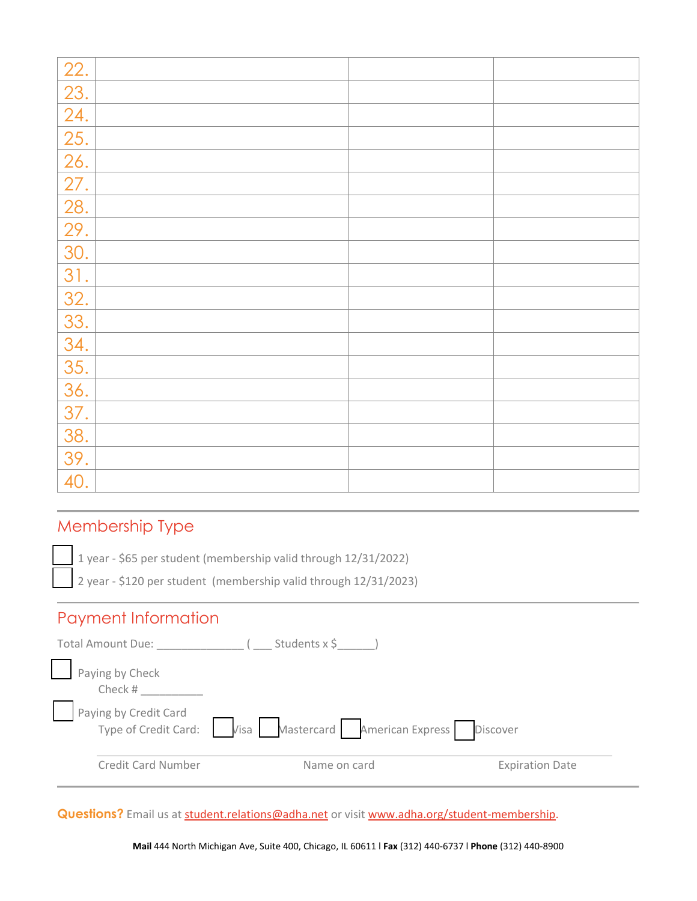| | | | |
|---|---|---|---|
| 22. | | | |
| 23. | | | |
| 24. | | | |
| 25. | | | |
| 26. | | | |
| 27. | | | |
| 28. | | | |
| 29. | | | |
| 30. | | | |
| 31. | | | |
| 32. | | | |
| 33. | | | |
| 34. | | | |
| 35. | | | |
| 36. | | | |
| 37. | | | |
| 38. | | | |
| 39. | | | |
| 40. | | | |

## Membership Type

☐ 1 year - $65 per student (membership valid through 12/31/2022)

☐ 2 year - $120 per student (membership valid through 12/31/2023)

## Payment Information

Total Amount Due: _______________ ( ___ Students x $______)

☐ Paying by Check
Check # __________

☐ Paying by Credit Card
Type of Credit Card: ☐ Visa ☐ Mastercard ☐ American Express ☐ Discover

Credit Card Number Name on card Expiration Date

**Questions?** Email us at student.relations@adha.net or visit www.adha.org/student-membership.

**Mail** 444 North Michigan Ave, Suite 400, Chicago, IL 60611 l **Fax** (312) 440-6737 l **Phone** (312) 440-8900